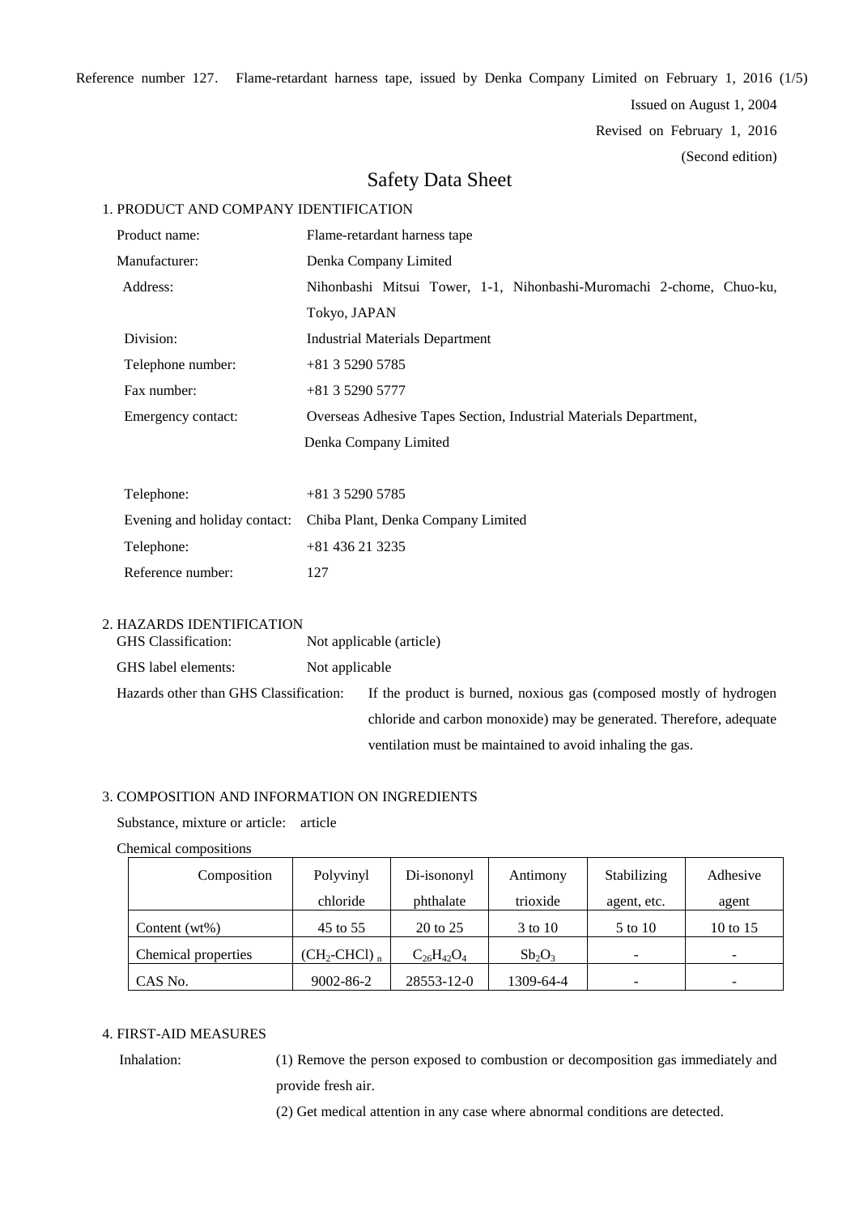Reference number 127. Flame-retardant harness tape, issued by Denka Company Limited on February 1, 2016

Issued on August 1, 2004

Revised on February 1, 2016

(Second edition)

# Safety Data Sheet

## 1. PRODUCT AND COMPANY IDENTIFICATION

Product name: Flame-retardant harness tape

Manufacturer: Denka Company Limited

Address: Nihonbashi Mitsui Tower, 1-1, Nihonbashi-Muromachi 2-chome, Chuo-ku, Tokyo, JAPAN

Division: Industrial Materials Department

Telephone number: +81 3 5290 5785

Fax number: +81 3 5290 5777

Emergency contact: Overseas Adhesive Tapes Section, Industrial Materials Department, Denka Company Limited

Telephone: +81 3 5290 5785

Evening and holiday contact: Chiba Plant, Denka Company Limited

Telephone: +81 436 21 3235

Reference number: 127

## 2. HAZARDS IDENTIFICATION

GHS Classification: Not applicable (article)

GHS label elements: Not applicable

Hazards other than GHS Classification: If the product is burned, noxious gas (composed mostly of hydrogen chloride and carbon monoxide) may be generated. Therefore, adequate ventilation must be maintained to avoid inhaling the gas.

## 3. COMPOSITION AND INFORMATION ON INGREDIENTS

Substance, mixture or article: article

Chemical compositions

| Composition | Polyvinyl chloride | Di-isononyl phthalate | Antimony trioxide | Stabilizing agent, etc. | Adhesive agent |
|---|---|---|---|---|---|
| Content (wt%) | 45 to 55 | 20 to 25 | 3 to 10 | 5 to 10 | 10 to 15 |
| Chemical properties | $(CH_2\text{-}CHCl)_n$ | $C_{26}H_{42}O_4$ | $Sb_2O_3$ | - | - |
| CAS No. | 9002-86-2 | 28553-12-0 | 1309-64-4 | - | - |

## 4. FIRST-AID MEASURES

Inhalation: (1) Remove the person exposed to combustion or decomposition gas immediately and provide fresh air.

(2) Get medical attention in any case where abnormal conditions are detected.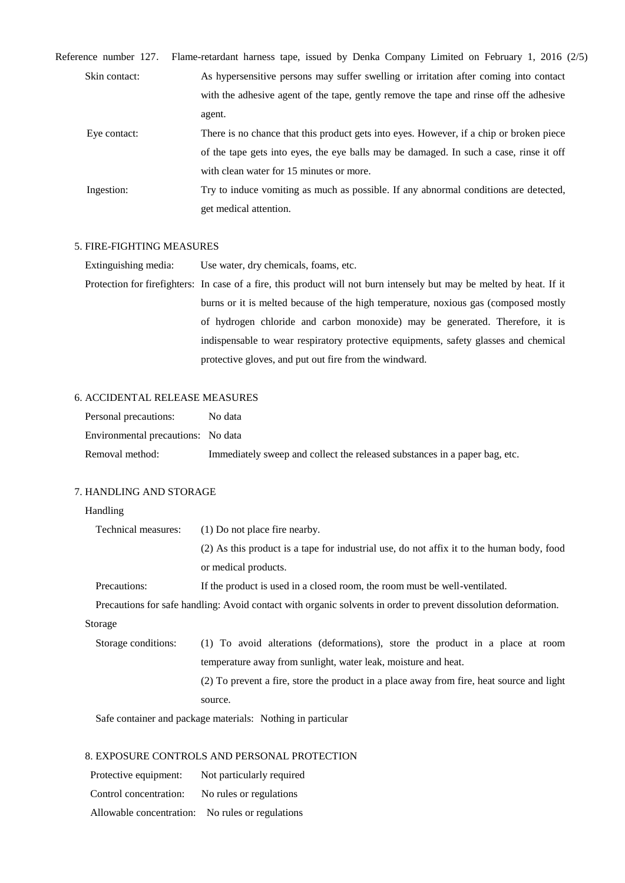| | |
|---|---|
| Skin contact: | As hypersensitive persons may suffer swelling or irritation after coming into contact with the adhesive agent of the tape, gently remove the tape and rinse off the adhesive agent. |
| Eye contact: | There is no chance that this product gets into eyes. However, if a chip or broken piece of the tape gets into eyes, the eye balls may be damaged. In such a case, rinse it off with clean water for 15 minutes or more. |
| Ingestion: | Try to induce vomiting as much as possible. If any abnormal conditions are detected, get medical attention. |

## 5. FIRE-FIGHTING MEASURES

| | |
|---|---|
| Extinguishing media: | Use water, dry chemicals, foams, etc. |
| Protection for firefighters: | In case of a fire, this product will not burn intensely but may be melted by heat. If it burns or it is melted because of the high temperature, noxious gas (composed mostly of hydrogen chloride and carbon monoxide) may be generated. Therefore, it is indispensable to wear respiratory protective equipments, safety glasses and chemical protective gloves, and put out fire from the windward. |

## 6. ACCIDENTAL RELEASE MEASURES

| | |
|---|---|
| Personal precautions: | No data |
| Environmental precautions: | No data |
| Removal method: | Immediately sweep and collect the released substances in a paper bag, etc. |

## 7. HANDLING AND STORAGE

### Handling

| | |
|---|---|
| Technical measures: | (1) Do not place fire nearby. |
| | (2) As this product is a tape for industrial use, do not affix it to the human body, food or medical products. |
| Precautions: | If the product is used in a closed room, the room must be well-ventilated. |

Precautions for safe handling: Avoid contact with organic solvents in order to prevent dissolution deformation.

### Storage

| | |
|---|---|
| Storage conditions: | (1) To avoid alterations (deformations), store the product in a place at room temperature away from sunlight, water leak, moisture and heat. |
| | (2) To prevent a fire, store the product in a place away from fire, heat source and light source. |

Safe container and package materials: Nothing in particular

## 8. EXPOSURE CONTROLS AND PERSONAL PROTECTION

| | |
|---|---|
| Protective equipment: | Not particularly required |
| Control concentration: | No rules or regulations |
| Allowable concentration: | No rules or regulations |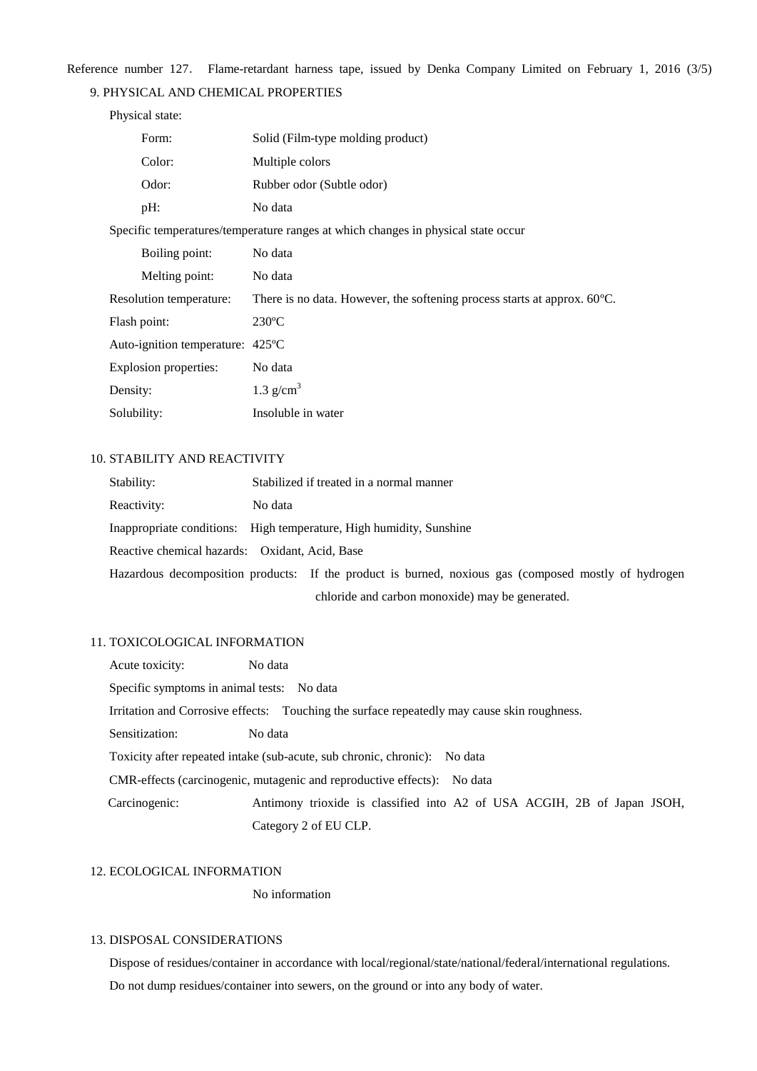Reference number 127. Flame-retardant harness tape, issued by Denka Company Limited on February 1, 2016 (3/5)

## 9. PHYSICAL AND CHEMICAL PROPERTIES

Physical state:

| | |
|---|---|
| Form: | Solid (Film-type molding product) |
| Color: | Multiple colors |
| Odor: | Rubber odor (Subtle odor) |
| pH: | No data |

Specific temperatures/temperature ranges at which changes in physical state occur

| | |
|---|---|
| Boiling point: | No data |
| Melting point: | No data |
| Resolution temperature: | There is no data. However, the softening process starts at approx. 60ºC. |
| Flash point: | 230ºC |
| Auto-ignition temperature: | 425ºC |
| Explosion properties: | No data |
| Density: | 1.3 $g/cm^3$ |
| Solubility: | Insoluble in water |

## 10. STABILITY AND REACTIVITY

Stability: Stabilized if treated in a normal manner

Reactivity: No data

Inappropriate conditions: High temperature, High humidity, Sunshine

Reactive chemical hazards: Oxidant, Acid, Base

Hazardous decomposition products: If the product is burned, noxious gas (composed mostly of hydrogen chloride and carbon monoxide) may be generated.

## 11. TOXICOLOGICAL INFORMATION

Acute toxicity: No data

Specific symptoms in animal tests: No data

Irritation and Corrosive effects: Touching the surface repeatedly may cause skin roughness.

Sensitization: No data

Toxicity after repeated intake (sub-acute, sub chronic, chronic): No data

CMR-effects (carcinogenic, mutagenic and reproductive effects): No data

Carcinogenic: Antimony trioxide is classified into A2 of USA ACGIH, 2B of Japan JSOH, Category 2 of EU CLP.

## 12. ECOLOGICAL INFORMATION

No information

## 13. DISPOSAL CONSIDERATIONS

Dispose of residues/container in accordance with local/regional/state/national/federal/international regulations.

Do not dump residues/container into sewers, on the ground or into any body of water.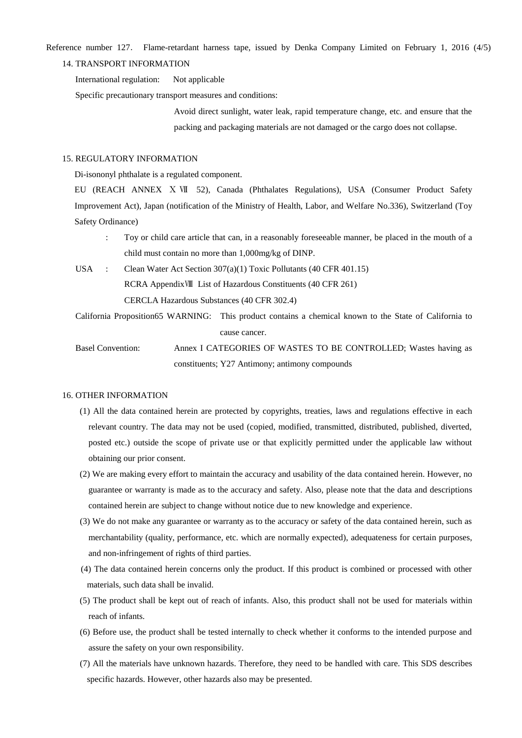## 14. TRANSPORT INFORMATION

International regulation: Not applicable

Specific precautionary transport measures and conditions:

Avoid direct sunlight, water leak, rapid temperature change, etc. and ensure that the packing and packaging materials are not damaged or the cargo does not collapse.

## 15. REGULATORY INFORMATION

Di-isononyl phthalate is a regulated component.

EU (REACH ANNEX ⅩⅦ 52), Canada (Phthalates Regulations), USA (Consumer Product Safety Improvement Act), Japan (notification of the Ministry of Health, Labor, and Welfare No.336), Switzerland (Toy Safety Ordinance)

: Toy or child care article that can, in a reasonably foreseeable manner, be placed in the mouth of a child must contain no more than 1,000mg/kg of DINP.

USA : Clean Water Act Section 307(a)(1) Toxic Pollutants (40 CFR 401.15)
RCRA AppendixⅧ List of Hazardous Constituents (40 CFR 261)
CERCLA Hazardous Substances (40 CFR 302.4)

California Proposition65 WARNING: This product contains a chemical known to the State of California to cause cancer.

Basel Convention: Annex I CATEGORIES OF WASTES TO BE CONTROLLED; Wastes having as constituents; Y27 Antimony; antimony compounds

## 16. OTHER INFORMATION

(1) All the data contained herein are protected by copyrights, treaties, laws and regulations effective in each relevant country. The data may not be used (copied, modified, transmitted, distributed, published, diverted, posted etc.) outside the scope of private use or that explicitly permitted under the applicable law without obtaining our prior consent.

(2) We are making every effort to maintain the accuracy and usability of the data contained herein. However, no guarantee or warranty is made as to the accuracy and safety. Also, please note that the data and descriptions contained herein are subject to change without notice due to new knowledge and experience.

(3) We do not make any guarantee or warranty as to the accuracy or safety of the data contained herein, such as merchantability (quality, performance, etc. which are normally expected), adequateness for certain purposes, and non-infringement of rights of third parties.

(4) The data contained herein concerns only the product. If this product is combined or processed with other materials, such data shall be invalid.

(5) The product shall be kept out of reach of infants. Also, this product shall not be used for materials within reach of infants.

(6) Before use, the product shall be tested internally to check whether it conforms to the intended purpose and assure the safety on your own responsibility.

(7) All the materials have unknown hazards. Therefore, they need to be handled with care. This SDS describes specific hazards. However, other hazards also may be presented.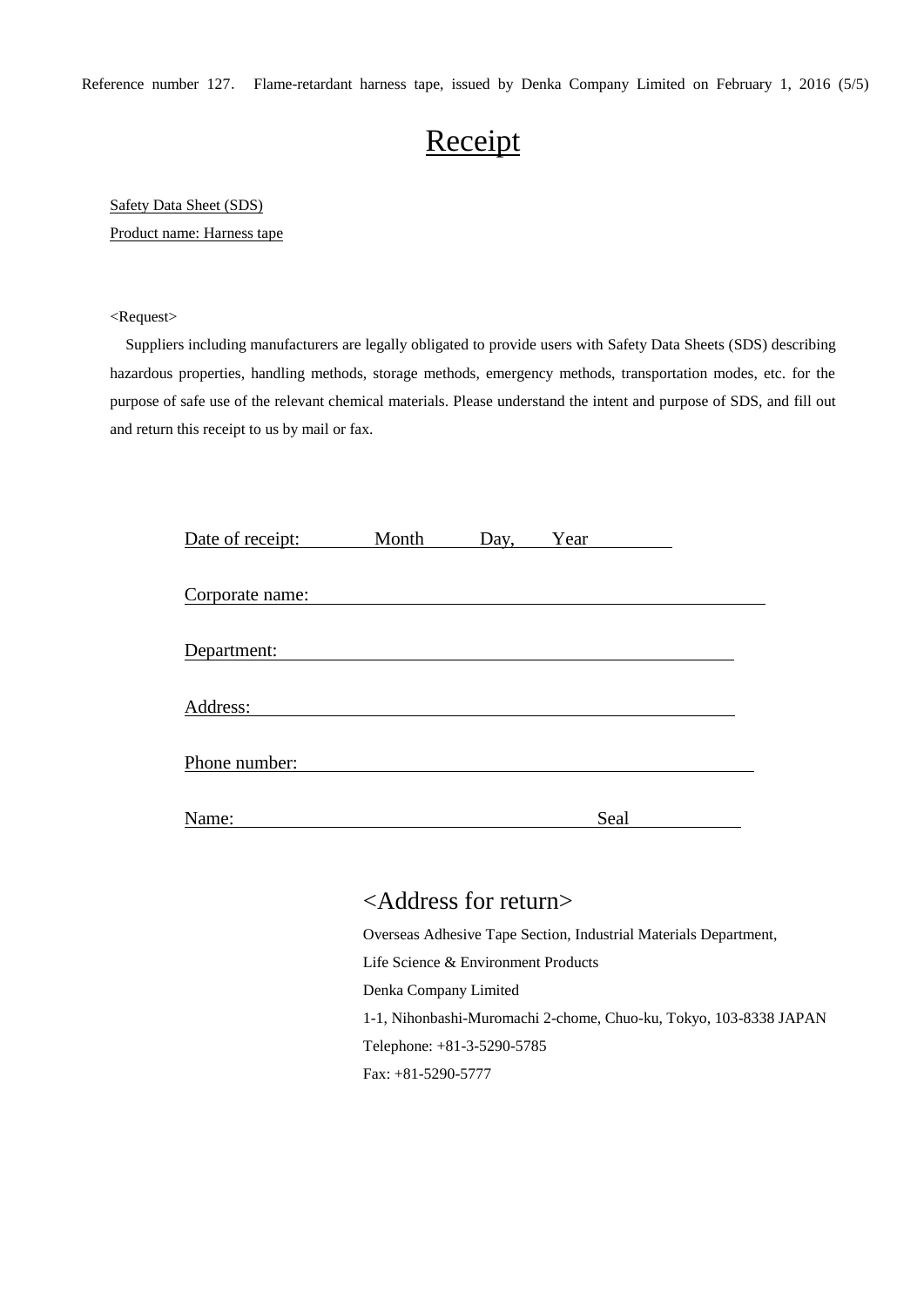# Receipt

Safety Data Sheet (SDS)

Product name: Harness tape

<Request>

Suppliers including manufacturers are legally obligated to provide users with Safety Data Sheets (SDS) describing hazardous properties, handling methods, storage methods, emergency methods, transportation modes, etc. for the purpose of safe use of the relevant chemical materials. Please understand the intent and purpose of SDS, and fill out and return this receipt to us by mail or fax.

Date of receipt: Month Day, Year

Corporate name:

Department:

Address:

Phone number:

Name: Seal

## <Address for return>

Overseas Adhesive Tape Section, Industrial Materials Department,

Life Science & Environment Products

Denka Company Limited

1-1, Nihonbashi-Muromachi 2-chome, Chuo-ku, Tokyo, 103-8338 JAPAN

Telephone: +81-3-5290-5785

Fax: +81-5290-5777